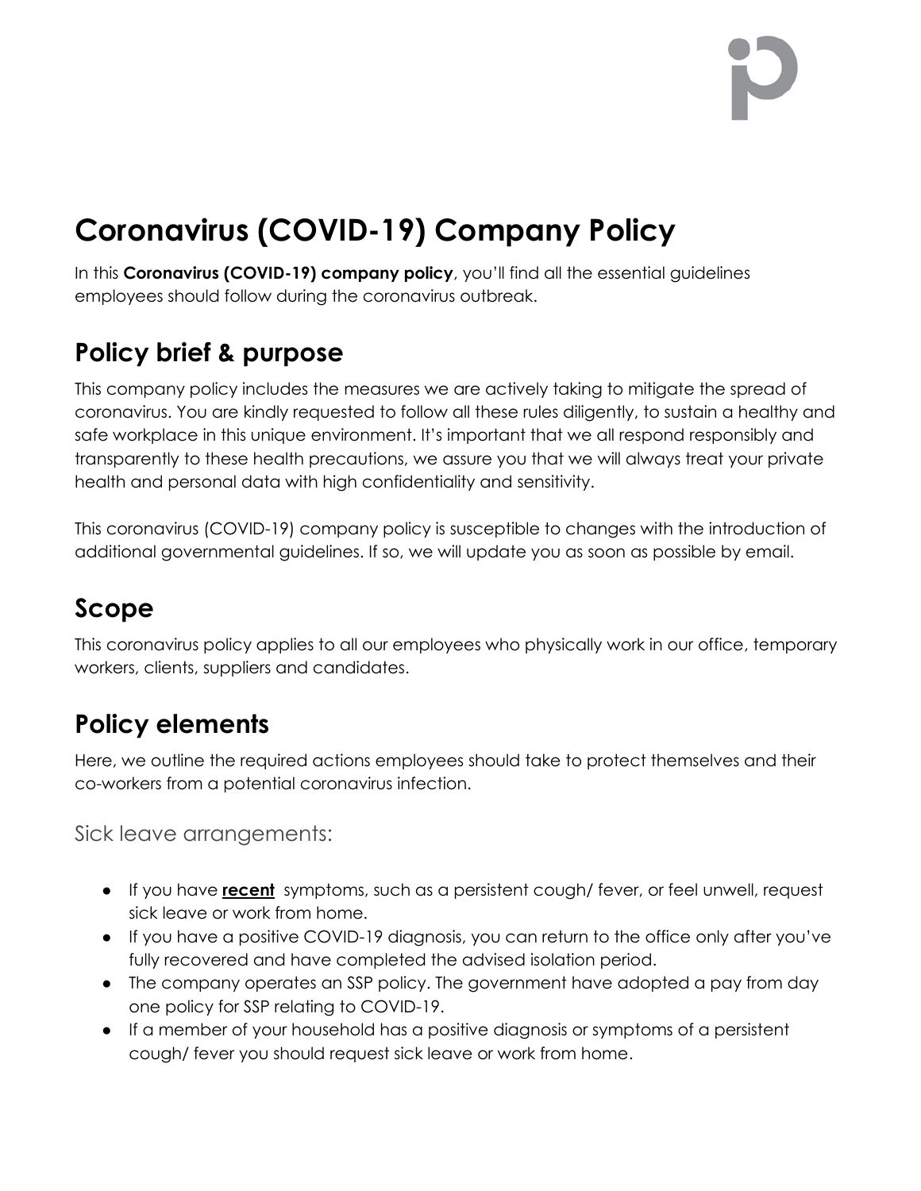# Coronavirus (COVID-19) Company Policy

In this **Coronavirus (COVID-19) company policy**, you'll find all the essential guidelines employees should follow during the coronavirus outbreak.

## Policy brief & purpose

This company policy includes the measures we are actively taking to mitigate the spread of coronavirus. You are kindly requested to follow all these rules diligently, to sustain a healthy and safe workplace in this unique environment. It's important that we all respond responsibly and transparently to these health precautions, we assure you that we will always treat your private health and personal data with high confidentiality and sensitivity.

This coronavirus (COVID-19) company policy is susceptible to changes with the introduction of additional governmental guidelines. If so, we will update you as soon as possible by email.

## Scope

This coronavirus policy applies to all our employees who physically work in our office, temporary workers, clients, suppliers and candidates.

## Policy elements

Here, we outline the required actions employees should take to protect themselves and their co-workers from a potential coronavirus infection.

### Sick leave arrangements:

- If you have **recent** symptoms, such as a persistent cough/ fever, or feel unwell, request sick leave or work from home.
- If you have a positive COVID-19 diagnosis, you can return to the office only after you've fully recovered and have completed the advised isolation period.
- The company operates an SSP policy. The government have adopted a pay from day one policy for SSP relating to COVID-19.
- If a member of your household has a positive diagnosis or symptoms of a persistent cough/ fever you should request sick leave or work from home.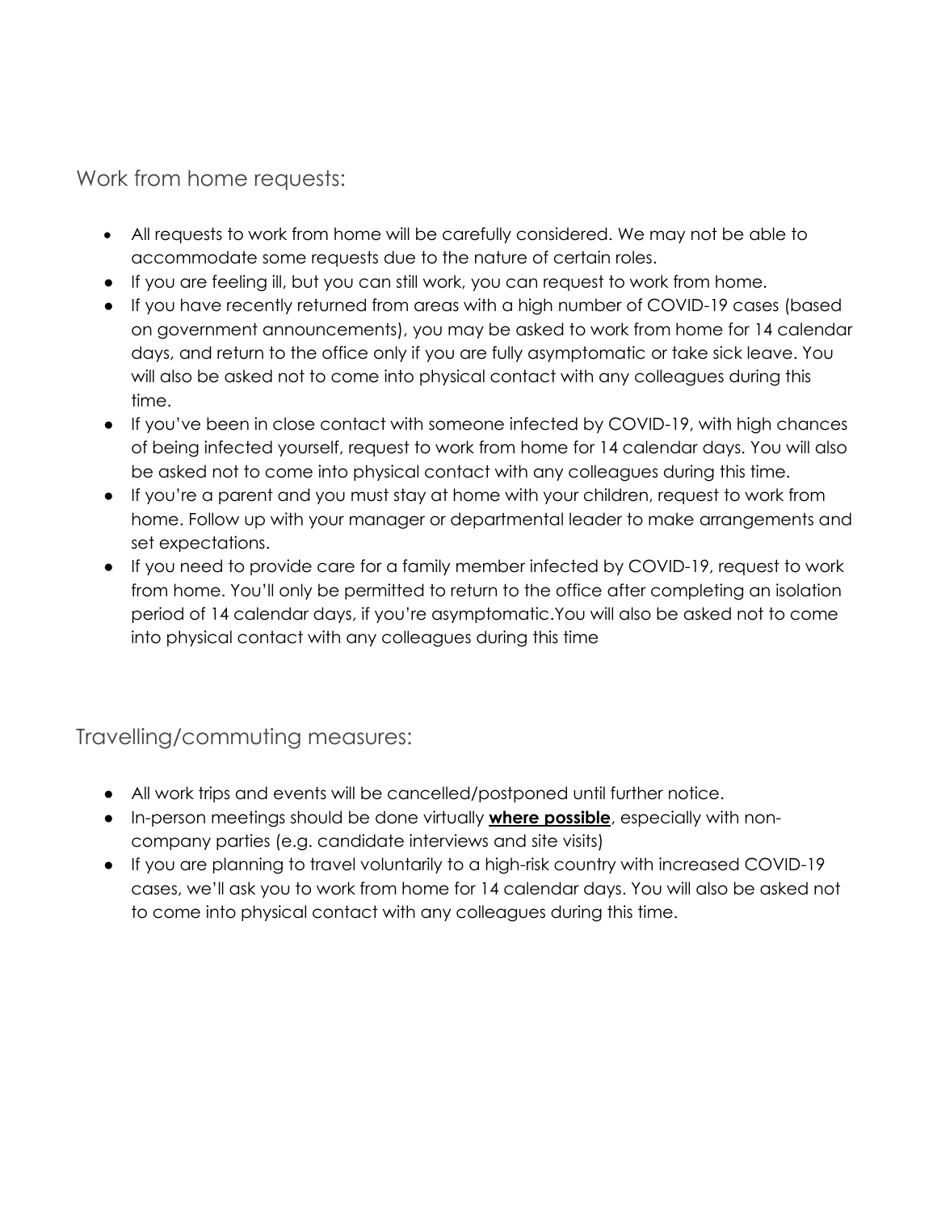## Work from home requests:

- All requests to work from home will be carefully considered. We may not be able to accommodate some requests due to the nature of certain roles.
- If you are feeling ill, but you can still work, you can request to work from home.
- If you have recently returned from areas with a high number of COVID-19 cases (based on government announcements), you may be asked to work from home for 14 calendar days, and return to the office only if you are fully asymptomatic or take sick leave. You will also be asked not to come into physical contact with any colleagues during this time.
- If you've been in close contact with someone infected by COVID-19, with high chances of being infected yourself, request to work from home for 14 calendar days. You will also be asked not to come into physical contact with any colleagues during this time.
- If you're a parent and you must stay at home with your children, request to work from home. Follow up with your manager or departmental leader to make arrangements and set expectations.
- If you need to provide care for a family member infected by COVID-19, request to work from home. You'll only be permitted to return to the office after completing an isolation period of 14 calendar days, if you're asymptomatic.You will also be asked not to come into physical contact with any colleagues during this time

## Travelling/commuting measures:

- All work trips and events will be cancelled/postponed until further notice.
- In-person meetings should be done virtually **where possible**, especially with non-company parties (e.g. candidate interviews and site visits)
- If you are planning to travel voluntarily to a high-risk country with increased COVID-19 cases, we'll ask you to work from home for 14 calendar days. You will also be asked not to come into physical contact with any colleagues during this time.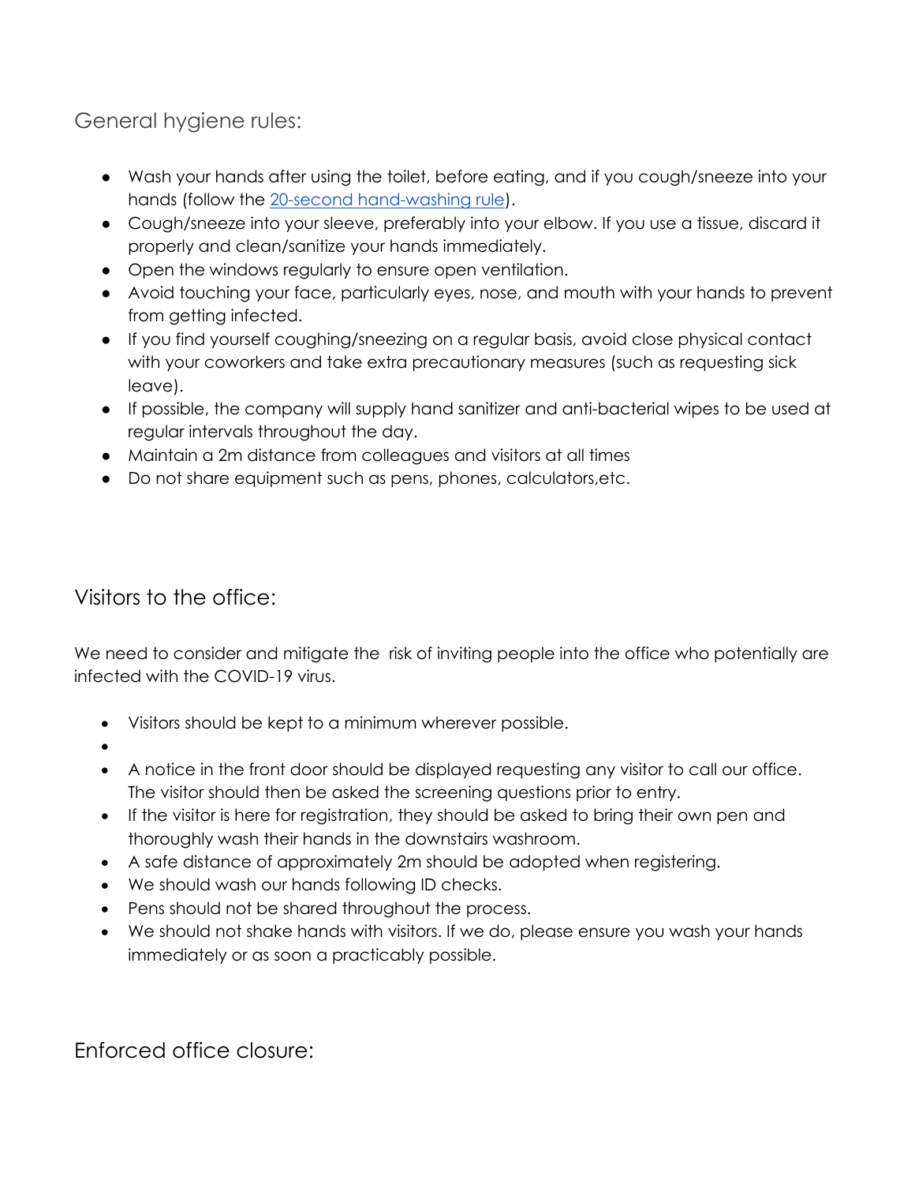## General hygiene rules:

- Wash your hands after using the toilet, before eating, and if you cough/sneeze into your hands (follow the [20-second hand-washing rule](#)).
- Cough/sneeze into your sleeve, preferably into your elbow. If you use a tissue, discard it properly and clean/sanitize your hands immediately.
- Open the windows regularly to ensure open ventilation.
- Avoid touching your face, particularly eyes, nose, and mouth with your hands to prevent from getting infected.
- If you find yourself coughing/sneezing on a regular basis, avoid close physical contact with your coworkers and take extra precautionary measures (such as requesting sick leave).
- If possible, the company will supply hand sanitizer and anti-bacterial wipes to be used at regular intervals throughout the day.
- Maintain a 2m distance from colleagues and visitors at all times
- Do not share equipment such as pens, phones, calculators,etc.

## Visitors to the office:

We need to consider and mitigate the risk of inviting people into the office who potentially are infected with the COVID-19 virus.

- Visitors should be kept to a minimum wherever possible.
- 
- A notice in the front door should be displayed requesting any visitor to call our office. The visitor should then be asked the screening questions prior to entry.
- If the visitor is here for registration, they should be asked to bring their own pen and thoroughly wash their hands in the downstairs washroom.
- A safe distance of approximately 2m should be adopted when registering.
- We should wash our hands following ID checks.
- Pens should not be shared throughout the process.
- We should not shake hands with visitors. If we do, please ensure you wash your hands immediately or as soon a practicably possible.

## Enforced office closure: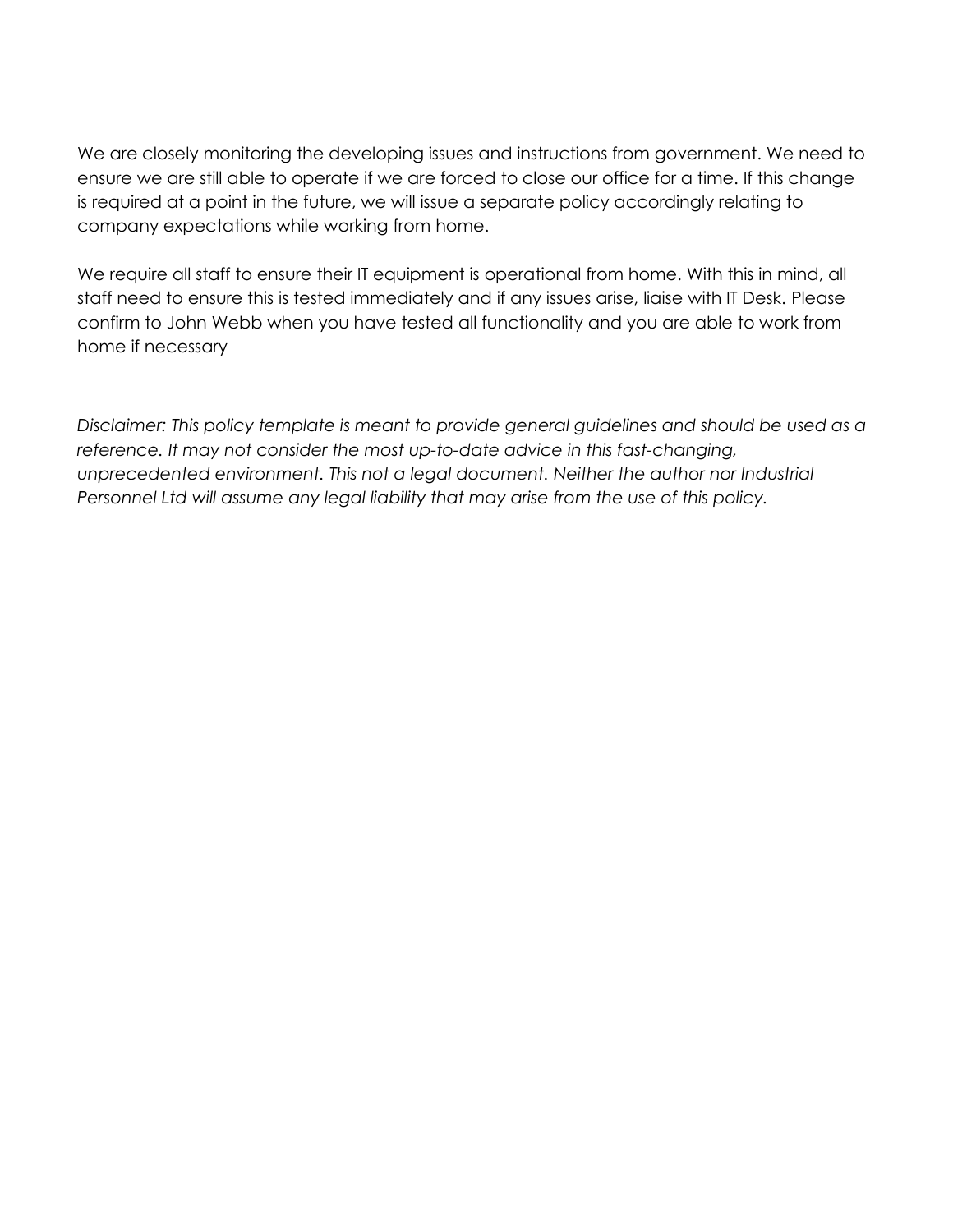We are closely monitoring the developing issues and instructions from government. We need to ensure we are still able to operate if we are forced to close our office for a time. If this change is required at a point in the future, we will issue a separate policy accordingly relating to company expectations while working from home.

We require all staff to ensure their IT equipment is operational from home. With this in mind, all staff need to ensure this is tested immediately and if any issues arise, liaise with IT Desk. Please confirm to John Webb when you have tested all functionality and you are able to work from home if necessary

*Disclaimer: This policy template is meant to provide general guidelines and should be used as a reference. It may not consider the most up-to-date advice in this fast-changing, unprecedented environment. This not a legal document. Neither the author nor Industrial Personnel Ltd will assume any legal liability that may arise from the use of this policy.*